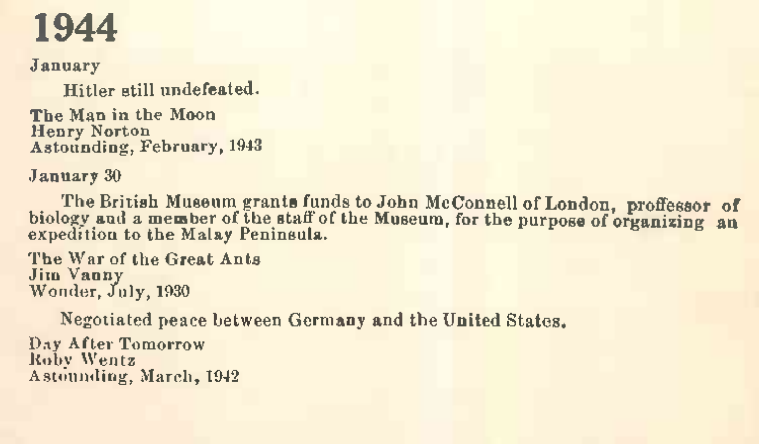# 1944

January

Hitler still undefeated.

The Man in the Moon
Henry Norton
Astounding, February, 1943

January 30

The British Museum grants funds to John McConnell of London, proffessor of biology and a member of the staff of the Museum, for the purpose of organizing an expedition to the Malay Peninsula.

The War of the Great Ants
Jim Vanny
Wonder, July, 1930

Negotiated peace between Germany and the United States.

Day After Tomorrow
Roby Wentz
Astounding, March, 1942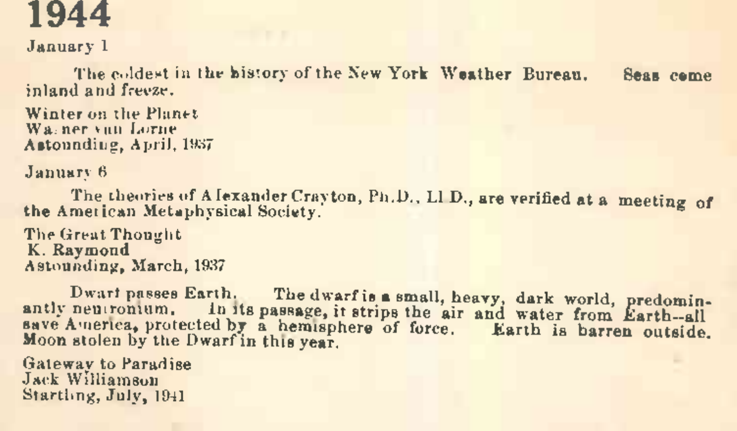# 1944

January 1

The coldest in the history of the New York Weather Bureau. Seas come inland and freeze.

Winter on the Planet
Warner van Lorne
Astounding, April, 1937

January 6

The theories of Alexander Crayton, Ph.D., Ll.D., are verified at a meeting of the American Metaphysical Society.

The Great Thought
K. Raymond
Astounding, March, 1937

Dwarf passes Earth. The dwarf is a small, heavy, dark world, predominantly neutronium. In its passage, it strips the air and water from Earth--all save America, protected by a hemisphere of force. Earth is barren outside. Moon stolen by the Dwarf in this year.

Gateway to Paradise
Jack Williamson
Startling, July, 1941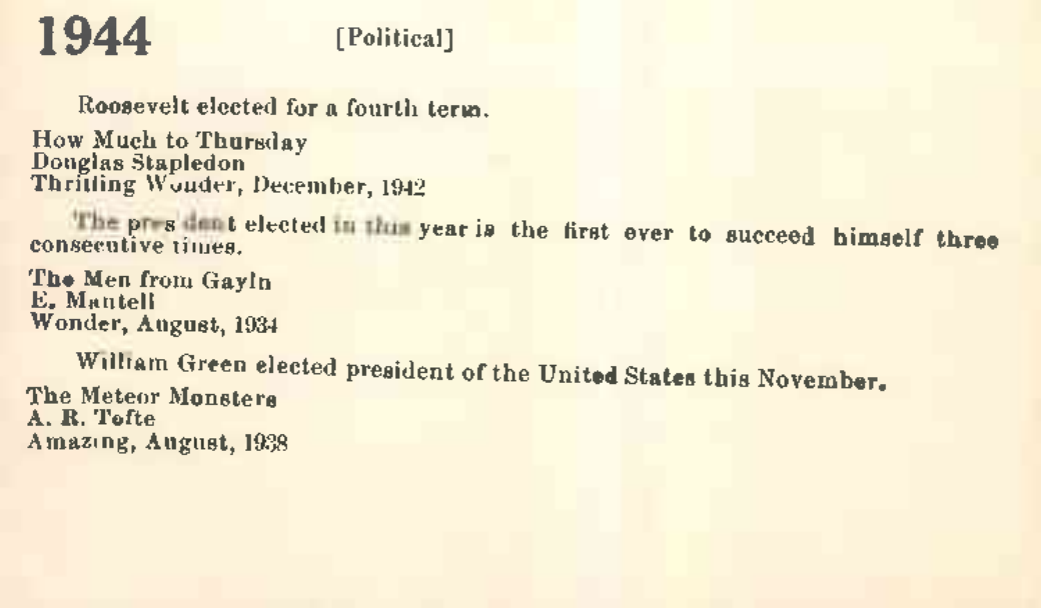# 1944

[Political]

Roosevelt elected for a fourth term.

How Much to Thursday
Douglas Stapledon
Thrilling Wonder, December, 1942

The president elected in this year is the first ever to succeed himself three consecutive times.

The Men from Gayln
E. Mantell
Wonder, August, 1934

William Green elected president of the United States this November.

The Meteor Monsters
A. R. Tofte
Amazing, August, 1938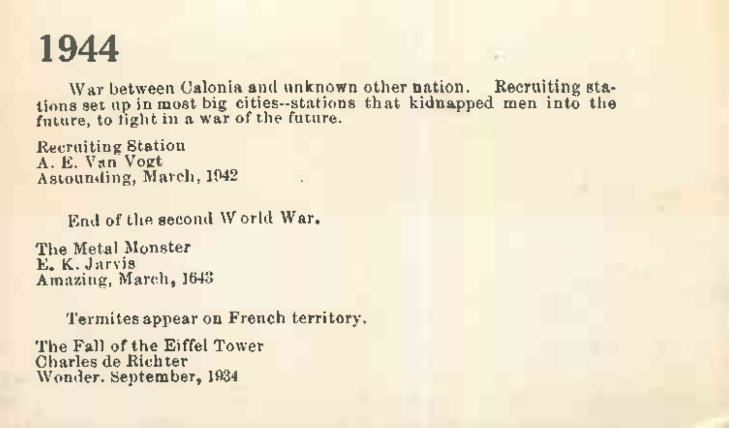# 1944

War between Calonia and unknown other nation. Recruiting stations set up in most big cities--stations that kidnapped men into the future, to fight in a war of the future.

Recruiting Station
A. E. Van Vogt
Astounding, March, 1942

End of the second World War.

The Metal Monster
E. K. Jarvis
Amazing, March, 1643

Termites appear on French territory.

The Fall of the Eiffel Tower
Charles de Richter
Wonder. September, 1934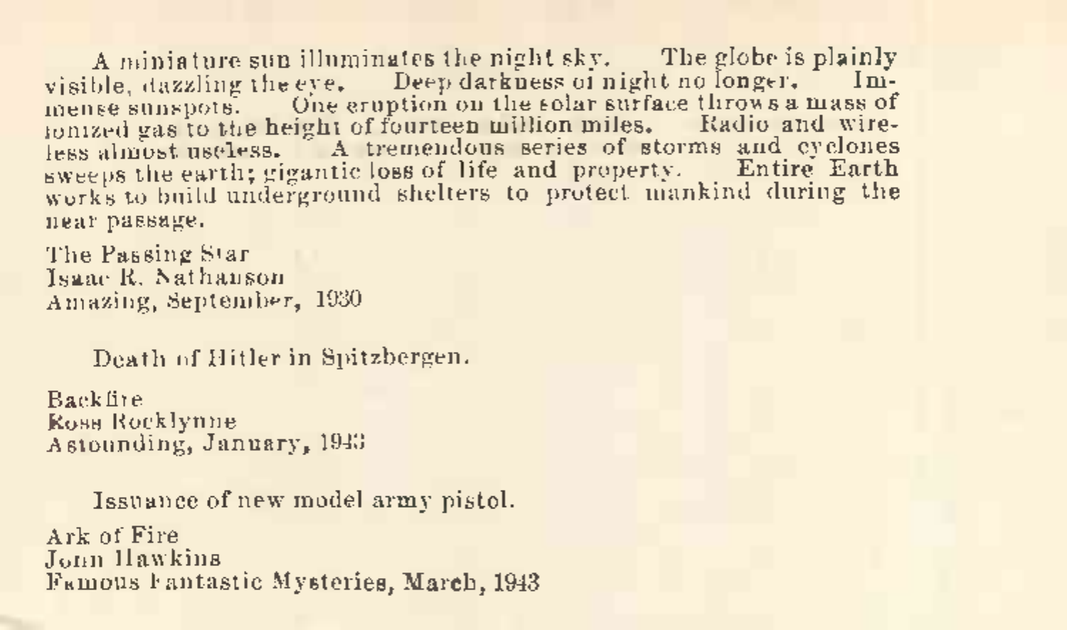A miniature sun illuminates the night sky. The globe is plainly visible, dazzling the eye. Deep darkness of night no longer. Immense sunspots. One eruption on the solar surface throws a mass of ionized gas to the height of fourteen million miles. Radio and wireless almost useless. A tremendous series of storms and cyclones sweeps the earth; gigantic loss of life and property. Entire Earth works to build underground shelters to protect mankind during the near passage.

The Passing Star
Isaac R. Nathanson
Amazing, September, 1930

Death of Hitler in Spitzbergen.

Backfire
Ross Rocklynne
Astounding, January, 1943

Issuance of new model army pistol.

Ark of Fire
John Hawkins
Famous Fantastic Mysteries, March, 1943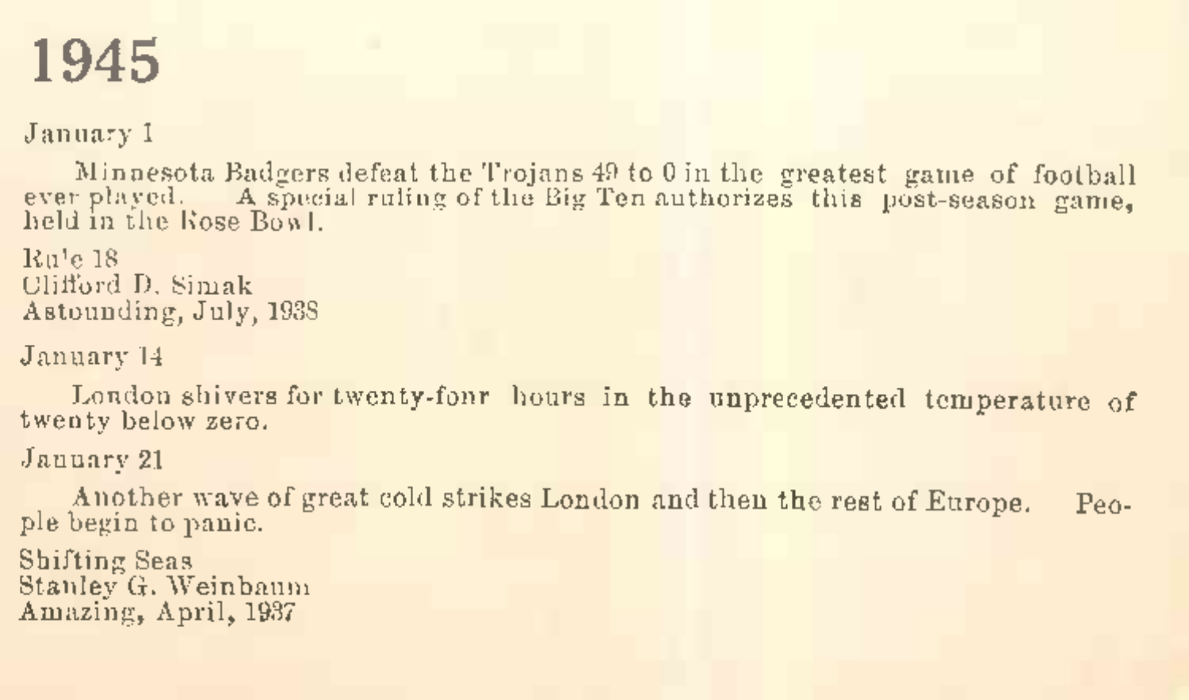# 1945

January 1

Minnesota Badgers defeat the Trojans 49 to 0 in the greatest game of football ever played. A special ruling of the Big Ten authorizes this post-season game, held in the Rose Bowl.

Rule 18
Clifford D. Simak
Astounding, July, 1938

January 14

London shivers for twenty-four hours in the unprecedented temperature of twenty below zero.

January 21

Another wave of great cold strikes London and then the rest of Europe. People begin to panic.

Shifting Seas
Stanley G. Weinbaum
Amazing, April, 1937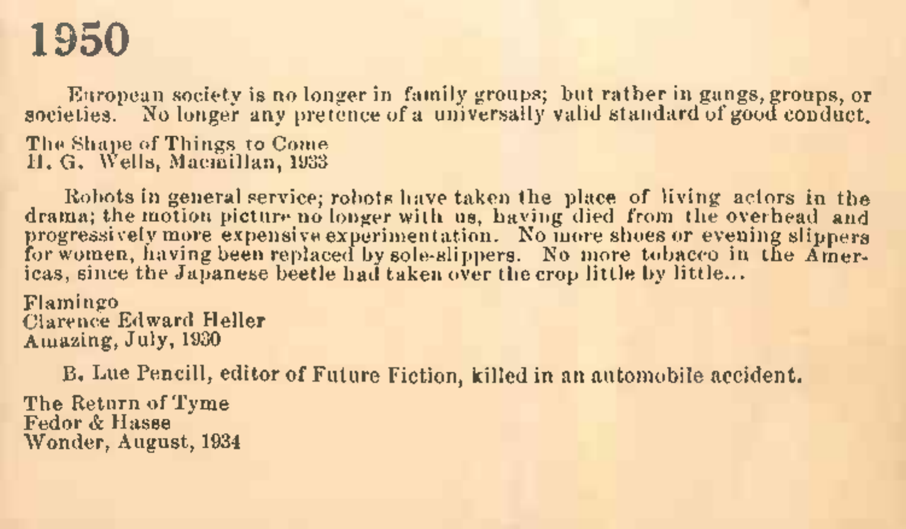# 1950

European society is no longer in family groups; but rather in gangs, groups, or societies. No longer any pretence of a universally valid standard of good conduct.

The Shape of Things to Come
H. G. Wells, Macmillan, 1933

Robots in general service; robots have taken the place of living actors in the drama; the motion picture no longer with us, having died from the overhead and progressively more expensive experimentation. No more shoes or evening slippers for women, having been replaced by sole-slippers. No more tobacco in the Americas, since the Japanese beetle had taken over the crop little by little...

Flamingo
Clarence Edward Heller
Amazing, July, 1930

B. Lue Pencill, editor of Future Fiction, killed in an automobile accident.

The Return of Tyme
Fedor & Hasse
Wonder, August, 1934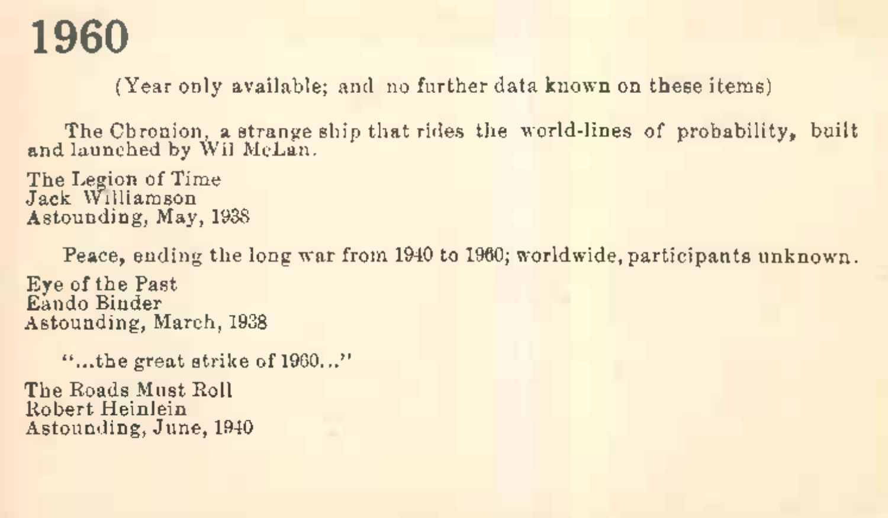# 1960

(Year only available; and no further data known on these items)

The Chronion, a strange ship that rides the world-lines of probability, built and launched by Wil McLan.

The Legion of Time
Jack Williamson
Astounding, May, 1938

Peace, ending the long war from 1940 to 1960; worldwide, participants unknown.

Eye of the Past
Eando Binder
Astounding, March, 1938

"...the great strike of 1960..."

The Roads Must Roll
Robert Heinlein
Astounding, June, 1940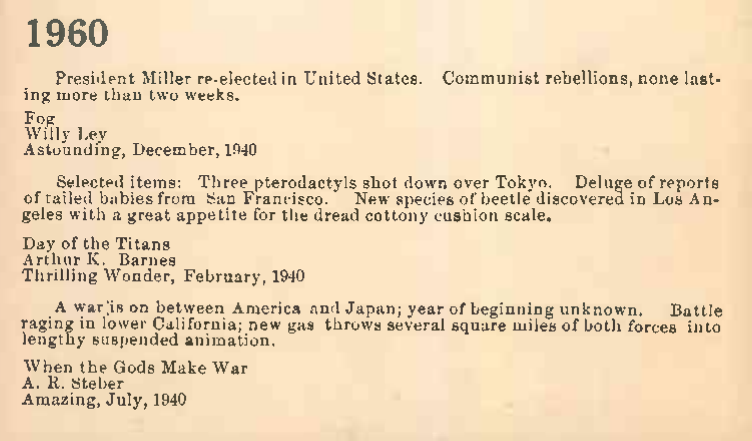# 1960

President Miller re-elected in United States. Communist rebellions, none lasting more than two weeks.

Fog  
Willy Ley  
Astounding, December, 1940

Selected items: Three pterodactyls shot down over Tokyo. Deluge of reports of tailed babies from San Francisco. New species of beetle discovered in Los Angeles with a great appetite for the dread cottony cushion scale.

Day of the Titans  
Arthur K. Barnes  
Thrilling Wonder, February, 1940

A war is on between America and Japan; year of beginning unknown. Battle raging in lower California; new gas throws several square miles of both forces into lengthy suspended animation.

When the Gods Make War  
A. R. Steber  
Amazing, July, 1940